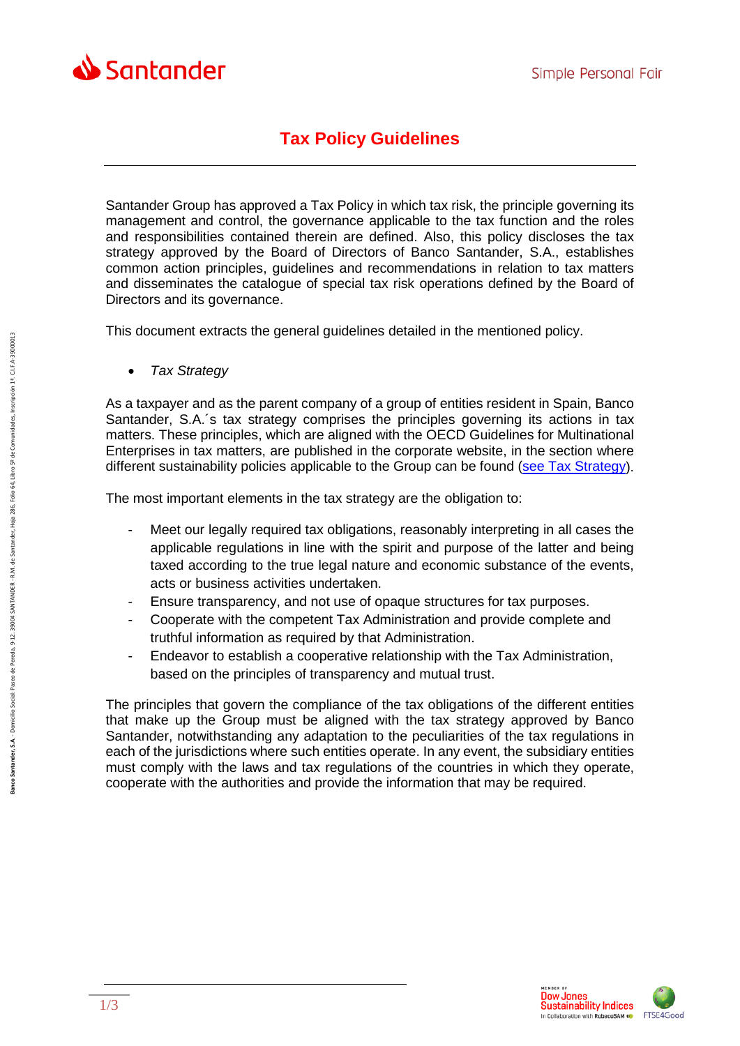# Tax Policy Guidelines

Santander Group has approved a Tax Policy in which tax risk, the principle governing its management and control, the governance applicable to the tax function and the roles and responsibilities contained therein are defined. Also, this policy discloses the tax strategy approved by the Board of Directors of Banco Santander, S.A., establishes common action principles, guidelines and recommendations in relation to tax matters and disseminates the catalogue of special tax risk operations defined by the Board of Directors and its governance.

This document extracts the general guidelines detailed in the mentioned policy.

- *Tax Strategy*

As a taxpayer and as the parent company of a group of entities resident in Spain, Banco Santander, S.A.´s tax strategy comprises the principles governing its actions in tax matters. These principles, which are aligned with the OECD Guidelines for Multinational Enterprises in tax matters, are published in the corporate website, in the section where different sustainability policies applicable to the Group can be found (see Tax Strategy).

The most important elements in the tax strategy are the obligation to:

- Meet our legally required tax obligations, reasonably interpreting in all cases the applicable regulations in line with the spirit and purpose of the latter and being taxed according to the true legal nature and economic substance of the events, acts or business activities undertaken.
- Ensure transparency, and not use of opaque structures for tax purposes.
- Cooperate with the competent Tax Administration and provide complete and truthful information as required by that Administration.
- Endeavor to establish a cooperative relationship with the Tax Administration, based on the principles of transparency and mutual trust.

The principles that govern the compliance of the tax obligations of the different entities that make up the Group must be aligned with the tax strategy approved by Banco Santander, notwithstanding any adaptation to the peculiarities of the tax regulations in each of the jurisdictions where such entities operate. In any event, the subsidiary entities must comply with the laws and tax regulations of the countries in which they operate, cooperate with the authorities and provide the information that may be required.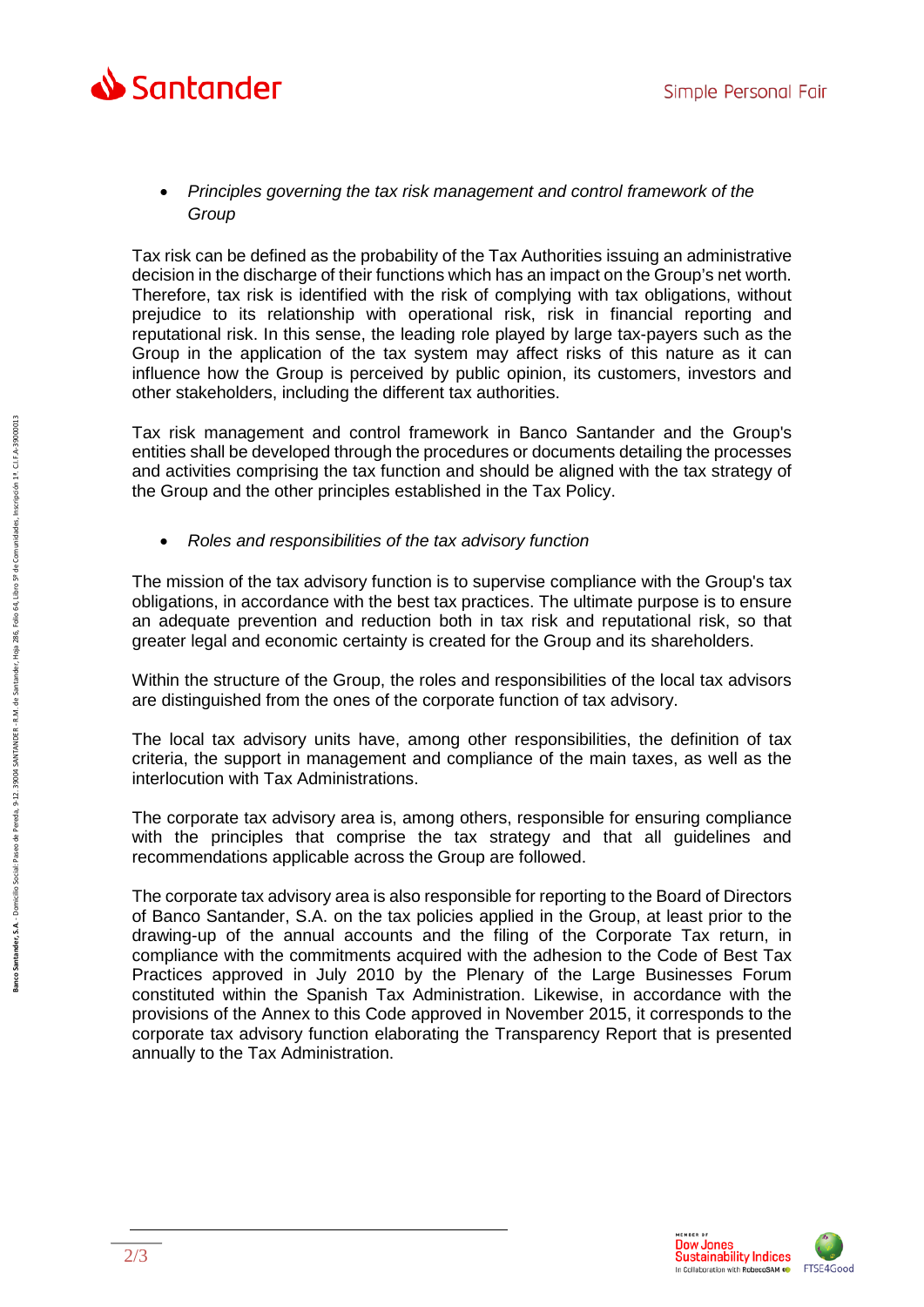- *Principles governing the tax risk management and control framework of the Group*

Tax risk can be defined as the probability of the Tax Authorities issuing an administrative decision in the discharge of their functions which has an impact on the Group's net worth. Therefore, tax risk is identified with the risk of complying with tax obligations, without prejudice to its relationship with operational risk, risk in financial reporting and reputational risk. In this sense, the leading role played by large tax-payers such as the Group in the application of the tax system may affect risks of this nature as it can influence how the Group is perceived by public opinion, its customers, investors and other stakeholders, including the different tax authorities.

Tax risk management and control framework in Banco Santander and the Group's entities shall be developed through the procedures or documents detailing the processes and activities comprising the tax function and should be aligned with the tax strategy of the Group and the other principles established in the Tax Policy.

- *Roles and responsibilities of the tax advisory function*

The mission of the tax advisory function is to supervise compliance with the Group's tax obligations, in accordance with the best tax practices. The ultimate purpose is to ensure an adequate prevention and reduction both in tax risk and reputational risk, so that greater legal and economic certainty is created for the Group and its shareholders.

Within the structure of the Group, the roles and responsibilities of the local tax advisors are distinguished from the ones of the corporate function of tax advisory.

The local tax advisory units have, among other responsibilities, the definition of tax criteria, the support in management and compliance of the main taxes, as well as the interlocution with Tax Administrations.

The corporate tax advisory area is, among others, responsible for ensuring compliance with the principles that comprise the tax strategy and that all guidelines and recommendations applicable across the Group are followed.

The corporate tax advisory area is also responsible for reporting to the Board of Directors of Banco Santander, S.A. on the tax policies applied in the Group, at least prior to the drawing-up of the annual accounts and the filing of the Corporate Tax return, in compliance with the commitments acquired with the adhesion to the Code of Best Tax Practices approved in July 2010 by the Plenary of the Large Businesses Forum constituted within the Spanish Tax Administration. Likewise, in accordance with the provisions of the Annex to this Code approved in November 2015, it corresponds to the corporate tax advisory function elaborating the Transparency Report that is presented annually to the Tax Administration.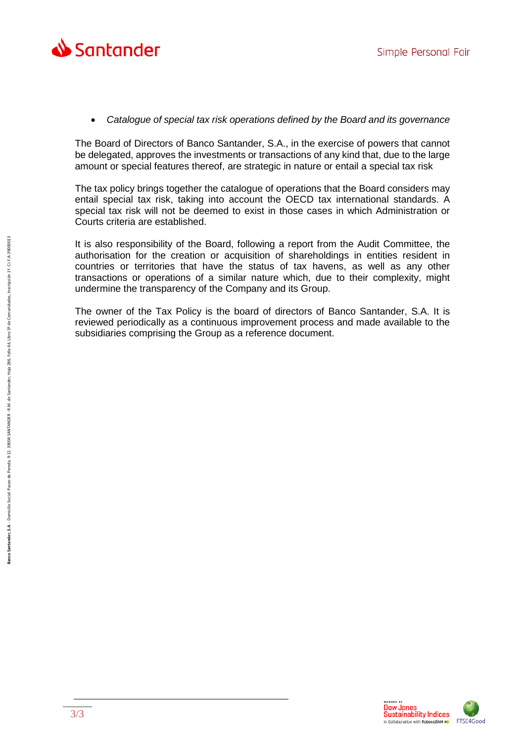- *Catalogue of special tax risk operations defined by the Board and its governance*

The Board of Directors of Banco Santander, S.A., in the exercise of powers that cannot be delegated, approves the investments or transactions of any kind that, due to the large amount or special features thereof, are strategic in nature or entail a special tax risk

The tax policy brings together the catalogue of operations that the Board considers may entail special tax risk, taking into account the OECD tax international standards. A special tax risk will not be deemed to exist in those cases in which Administration or Courts criteria are established.

It is also responsibility of the Board, following a report from the Audit Committee, the authorisation for the creation or acquisition of shareholdings in entities resident in countries or territories that have the status of tax havens, as well as any other transactions or operations of a similar nature which, due to their complexity, might undermine the transparency of the Company and its Group.

The owner of the Tax Policy is the board of directors of Banco Santander, S.A. It is reviewed periodically as a continuous improvement process and made available to the subsidiaries comprising the Group as a reference document.